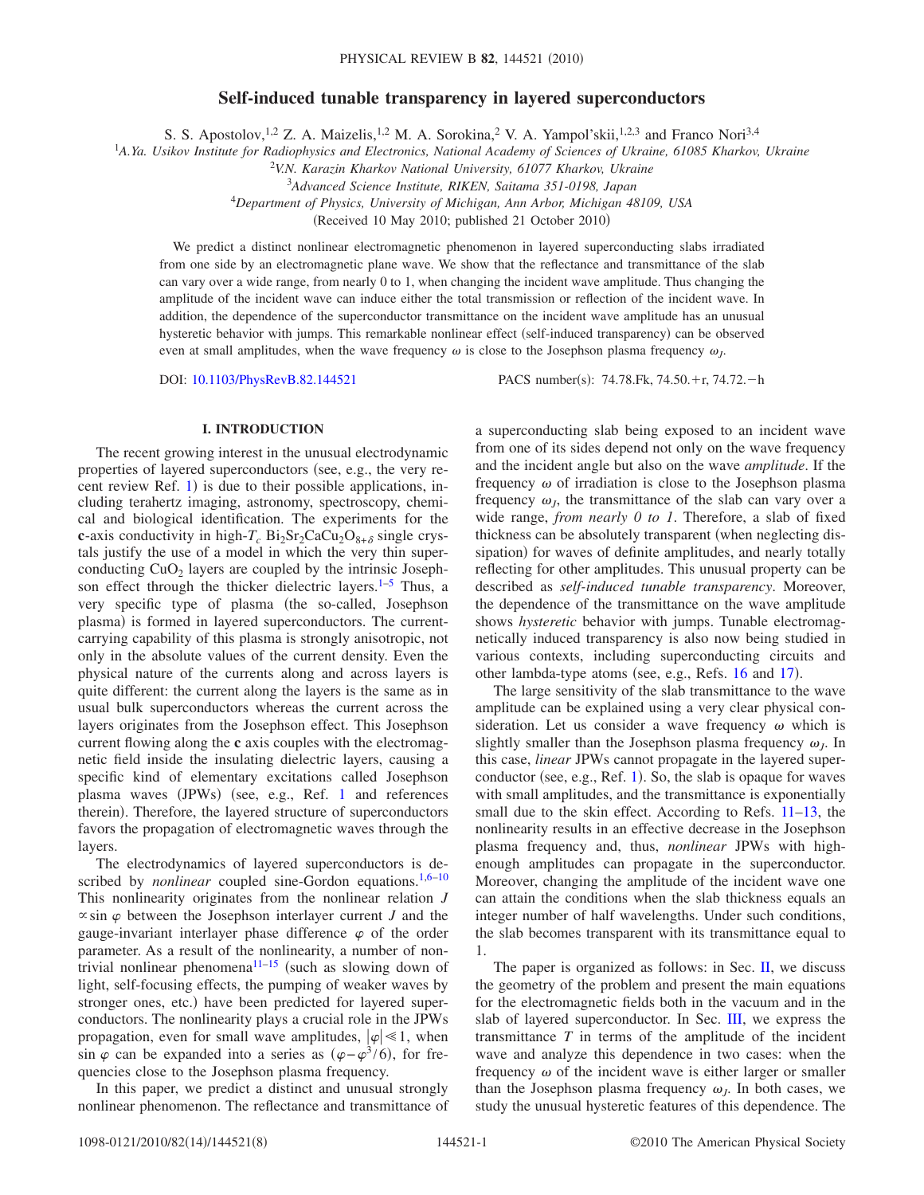# Self-induced tunable transparency in layered superconductors

S. S. Apostolov,[1,2] Z. A. Maizelis,[1,2] M. A. Sorokina,[2] V. A. Yampol'skii,[1,2,3] and Franco Nori[3,4]

[1]*A.Ya. Usikov Institute for Radiophysics and Electronics, National Academy of Sciences of Ukraine, 61085 Kharkov, Ukraine*
[2]*V.N. Karazin Kharkov National University, 61077 Kharkov, Ukraine*
[3]*Advanced Science Institute, RIKEN, Saitama 351-0198, Japan*
[4]*Department of Physics, University of Michigan, Ann Arbor, Michigan 48109, USA*

(Received 10 May 2010; published 21 October 2010)

We predict a distinct nonlinear electromagnetic phenomenon in layered superconducting slabs irradiated from one side by an electromagnetic plane wave. We show that the reflectance and transmittance of the slab can vary over a wide range, from nearly 0 to 1, when changing the incident wave amplitude. Thus changing the amplitude of the incident wave can induce either the total transmission or reflection of the incident wave. In addition, the dependence of the superconductor transmittance on the incident wave amplitude has an unusual hysteretic behavior with jumps. This remarkable nonlinear effect (self-induced transparency) can be observed even at small amplitudes, when the wave frequency $\omega$ is close to the Josephson plasma frequency $\omega_J$.

DOI: 10.1103/PhysRevB.82.144521 PACS number(s): 74.78.Fk, 74.50.+r, 74.72.−h

## I. INTRODUCTION

The recent growing interest in the unusual electrodynamic properties of layered superconductors (see, e.g., the very recent review Ref. 1) is due to their possible applications, including terahertz imaging, astronomy, spectroscopy, chemical and biological identification. The experiments for the **c**-axis conductivity in high-$T_c$ $Bi_2Sr_2CaCu_2O_{8+\delta}$ single crystals justify the use of a model in which the very thin superconducting $CuO_2$ layers are coupled by the intrinsic Josephson effect through the thicker dielectric layers.[1–5] Thus, a very specific type of plasma (the so-called, Josephson plasma) is formed in layered superconductors. The current-carrying capability of this plasma is strongly anisotropic, not only in the absolute values of the current density. Even the physical nature of the currents along and across layers is quite different: the current along the layers is the same as in usual bulk superconductors whereas the current across the layers originates from the Josephson effect. This Josephson current flowing along the **c** axis couples with the electromagnetic field inside the insulating dielectric layers, causing a specific kind of elementary excitations called Josephson plasma waves (JPWs) (see, e.g., Ref. 1 and references therein). Therefore, the layered structure of superconductors favors the propagation of electromagnetic waves through the layers.

The electrodynamics of layered superconductors is described by *nonlinear* coupled sine-Gordon equations.[1,6–10] This nonlinearity originates from the nonlinear relation $J \propto \sin \varphi$ between the Josephson interlayer current $J$ and the gauge-invariant interlayer phase difference $\varphi$ of the order parameter. As a result of the nonlinearity, a number of nontrivial nonlinear phenomena[11–15] (such as slowing down of light, self-focusing effects, the pumping of weaker waves by stronger ones, etc.) have been predicted for layered superconductors. The nonlinearity plays a crucial role in the JPWs propagation, even for small wave amplitudes, $|\varphi| \ll 1$, when $\sin \varphi$ can be expanded into a series as $(\varphi - \varphi^3/6)$, for frequencies close to the Josephson plasma frequency.

In this paper, we predict a distinct and unusual strongly nonlinear phenomenon. The reflectance and transmittance of a superconducting slab being exposed to an incident wave from one of its sides depend not only on the wave frequency and the incident angle but also on the wave *amplitude*. If the frequency $\omega$ of irradiation is close to the Josephson plasma frequency $\omega_J$, the transmittance of the slab can vary over a wide range, *from nearly 0 to 1*. Therefore, a slab of fixed thickness can be absolutely transparent (when neglecting dissipation) for waves of definite amplitudes, and nearly totally reflecting for other amplitudes. This unusual property can be described as *self-induced tunable transparency*. Moreover, the dependence of the transmittance on the wave amplitude shows *hysteretic* behavior with jumps. Tunable electromagnetically induced transparency is also now being studied in various contexts, including superconducting circuits and other lambda-type atoms (see, e.g., Refs. 16 and 17).

The large sensitivity of the slab transmittance to the wave amplitude can be explained using a very clear physical consideration. Let us consider a wave frequency $\omega$ which is slightly smaller than the Josephson plasma frequency $\omega_J$. In this case, *linear* JPWs cannot propagate in the layered superconductor (see, e.g., Ref. 1). So, the slab is opaque for waves with small amplitudes, and the transmittance is exponentially small due to the skin effect. According to Refs. 11–13, the nonlinearity results in an effective decrease in the Josephson plasma frequency and, thus, *nonlinear* JPWs with high-enough amplitudes can propagate in the superconductor. Moreover, changing the amplitude of the incident wave one can attain the conditions when the slab thickness equals an integer number of half wavelengths. Under such conditions, the slab becomes transparent with its transmittance equal to 1.

The paper is organized as follows: in Sec. II, we discuss the geometry of the problem and present the main equations for the electromagnetic fields both in the vacuum and in the slab of layered superconductor. In Sec. III, we express the transmittance $T$ in terms of the amplitude of the incident wave and analyze this dependence in two cases: when the frequency $\omega$ of the incident wave is either larger or smaller than the Josephson plasma frequency $\omega_J$. In both cases, we study the unusual hysteretic features of this dependence. The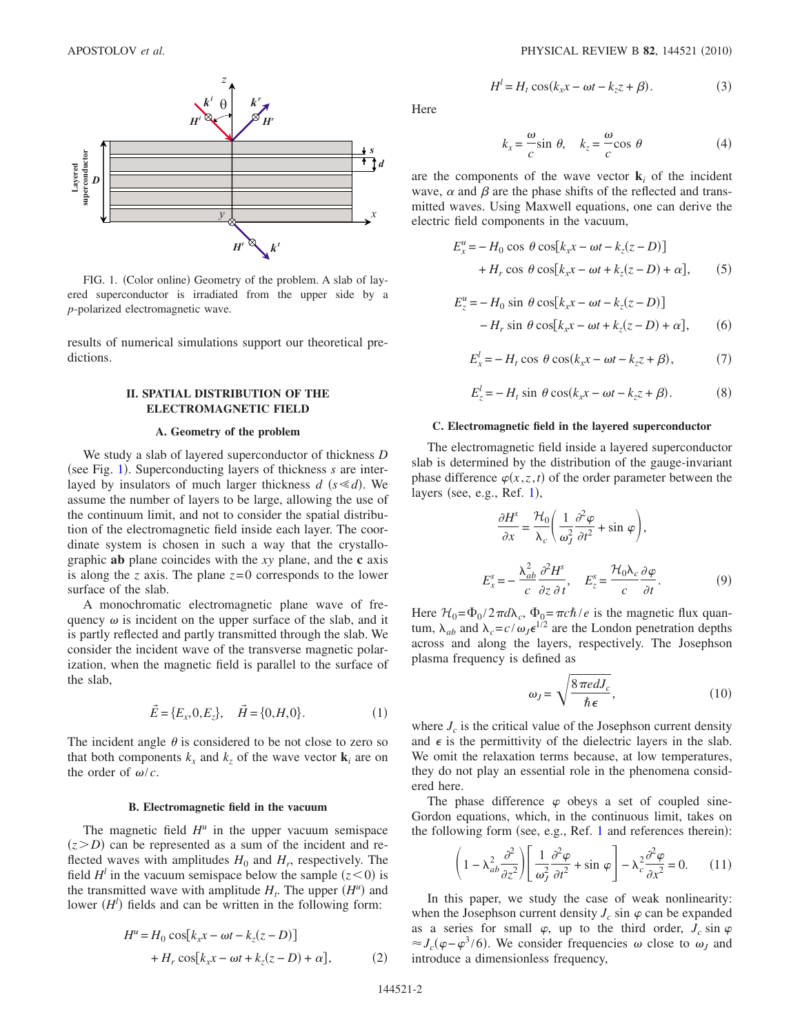FIG. 1. (Color online) Geometry of the problem. A slab of layered superconductor is irradiated from the upper side by a $p$-polarized electromagnetic wave.

results of numerical simulations support our theoretical predictions.

## II. SPATIAL DISTRIBUTION OF THE ELECTROMAGNETIC FIELD

### A. Geometry of the problem

We study a slab of layered superconductor of thickness $D$ (see Fig. 1). Superconducting layers of thickness $s$ are interlayed by insulators of much larger thickness $d$ ($s \ll d$). We assume the number of layers to be large, allowing the use of the continuum limit, and not to consider the spatial distribution of the electromagnetic field inside each layer. The coordinate system is chosen in such a way that the crystallographic **ab** plane coincides with the $xy$ plane, and the **c** axis is along the $z$ axis. The plane $z=0$ corresponds to the lower surface of the slab.

A monochromatic electromagnetic plane wave of frequency $\omega$ is incident on the upper surface of the slab, and it is partly reflected and partly transmitted through the slab. We consider the incident wave of the transverse magnetic polarization, when the magnetic field is parallel to the surface of the slab,

$$\vec{E} = \{E_x, 0, E_z\}, \quad \vec{H} = \{0, H, 0\}. \tag{1}$$

The incident angle $\theta$ is considered to be not close to zero so that both components $k_x$ and $k_z$ of the wave vector $\mathbf{k}_i$ are on the order of $\omega/c$.

### B. Electromagnetic field in the vacuum

The magnetic field $H^u$ in the upper vacuum semispace ($z > D$) can be represented as a sum of the incident and reflected waves with amplitudes $H_0$ and $H_r$, respectively. The field $H^l$ in the vacuum semispace below the sample ($z < 0$) is the transmitted wave with amplitude $H_t$. The upper ($H^u$) and lower ($H^l$) fields and can be written in the following form:

$$H^u = H_0 \cos[k_x x - \omega t - k_z(z - D)] + H_r \cos[k_x x - \omega t + k_z(z - D) + \alpha], \tag{2}$$

$$H^l = H_t \cos(k_x x - \omega t - k_z z + \beta). \tag{3}$$

Here

$$k_x = \frac{\omega}{c} \sin \theta, \quad k_z = \frac{\omega}{c} \cos \theta \tag{4}$$

are the components of the wave vector $\mathbf{k}_i$ of the incident wave, $\alpha$ and $\beta$ are the phase shifts of the reflected and transmitted waves. Using Maxwell equations, one can derive the electric field components in the vacuum,

$$E_x^u = -H_0 \cos\theta \cos[k_x x - \omega t - k_z(z - D)] + H_r \cos\theta \cos[k_x x - \omega t + k_z(z - D) + \alpha], \tag{5}$$

$$E_z^u = -H_0 \sin\theta \cos[k_x x - \omega t - k_z(z - D)] - H_r \sin\theta \cos[k_x x - \omega t + k_z(z - D) + \alpha], \tag{6}$$

$$E_x^l = -H_t \cos\theta \cos(k_x x - \omega t - k_z z + \beta), \tag{7}$$

$$E_z^l = -H_t \sin\theta \cos(k_x x - \omega t - k_z z + \beta). \tag{8}$$

### C. Electromagnetic field in the layered superconductor

The electromagnetic field inside a layered superconductor slab is determined by the distribution of the gauge-invariant phase difference $\varphi(x,z,t)$ of the order parameter between the layers (see, e.g., Ref. 1),

$$\frac{\partial H^s}{\partial x} = \frac{\mathcal{H}_0}{\lambda_c}\left(\frac{1}{\omega_J^2}\frac{\partial^2 \varphi}{\partial t^2} + \sin\varphi\right),$$

$$E_x^s = -\frac{\lambda_{ab}^2}{c}\frac{\partial^2 H^s}{\partial z\, \partial t}, \quad E_z^s = \frac{\mathcal{H}_0 \lambda_c}{c}\frac{\partial \varphi}{\partial t}. \tag{9}$$

Here $\mathcal{H}_0 = \Phi_0 / 2\pi d \lambda_c$, $\Phi_0 = \pi c \hbar / e$ is the magnetic flux quantum, $\lambda_{ab}$ and $\lambda_c = c/\omega_J \epsilon^{1/2}$ are the London penetration depths across and along the layers, respectively. The Josephson plasma frequency is defined as

$$\omega_J = \sqrt{\frac{8\pi e d J_c}{\hbar \epsilon}}, \tag{10}$$

where $J_c$ is the critical value of the Josephson current density and $\epsilon$ is the permittivity of the dielectric layers in the slab. We omit the relaxation terms because, at low temperatures, they do not play an essential role in the phenomena considered here.

The phase difference $\varphi$ obeys a set of coupled sine-Gordon equations, which, in the continuous limit, takes on the following form (see, e.g., Ref. 1 and references therein):

$$\left(1 - \lambda_{ab}^2 \frac{\partial^2}{\partial z^2}\right)\left[\frac{1}{\omega_J^2}\frac{\partial^2 \varphi}{\partial t^2} + \sin\varphi\right] - \lambda_c^2 \frac{\partial^2 \varphi}{\partial x^2} = 0. \tag{11}$$

In this paper, we study the case of weak nonlinearity: when the Josephson current density $J_c \sin\varphi$ can be expanded as a series for small $\varphi$, up to the third order, $J_c \sin\varphi \approx J_c(\varphi - \varphi^3/6)$. We consider frequencies $\omega$ close to $\omega_J$ and introduce a dimensionless frequency,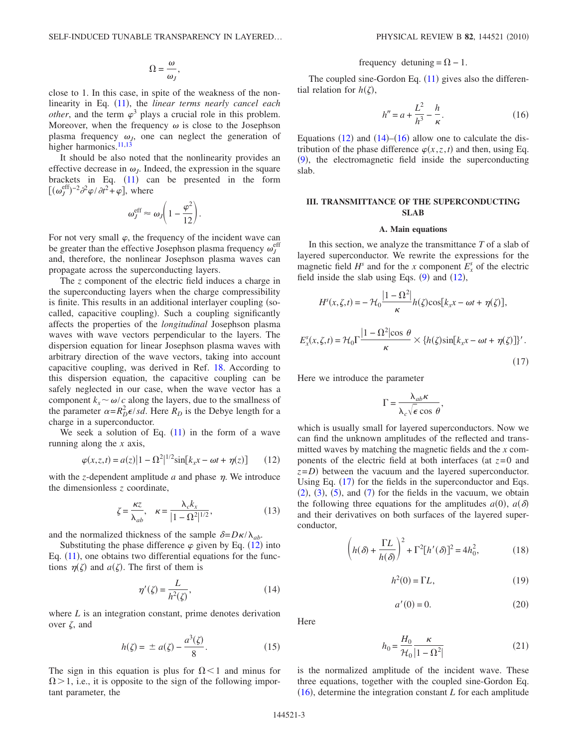$$\Omega = \frac{\omega}{\omega_J},$$

close to 1. In this case, in spite of the weakness of the nonlinearity in Eq. (11), the *linear terms nearly cancel each other*, and the term $\varphi^3$ plays a crucial role in this problem. Moreover, when the frequency $\omega$ is close to the Josephson plasma frequency $\omega_J$, one can neglect the generation of higher harmonics.[11,13]

It should be also noted that the nonlinearity provides an effective decrease in $\omega_J$. Indeed, the expression in the square brackets in Eq. (11) can be presented in the form $[(\omega_J^{\text{eff}})^{-2}\partial^2\varphi/\partial t^2+\varphi]$, where

$$\omega_J^{\text{eff}} \approx \omega_J\left(1-\frac{\varphi^2}{12}\right).$$

For not very small $\varphi$, the frequency of the incident wave can be greater than the effective Josephson plasma frequency $\omega_J^{\text{eff}}$ and, therefore, the nonlinear Josephson plasma waves can propagate across the superconducting layers.

The $z$ component of the electric field induces a charge in the superconducting layers when the charge compressibility is finite. This results in an additional interlayer coupling (so-called, capacitive coupling). Such a coupling significantly affects the properties of the *longitudinal* Josephson plasma waves with wave vectors perpendicular to the layers. The dispersion equation for linear Josephson plasma waves with arbitrary direction of the wave vectors, taking into account capacitive coupling, was derived in Ref. 18. According to this dispersion equation, the capacitive coupling can be safely neglected in our case, when the wave vector has a component $k_x \sim \omega/c$ along the layers, due to the smallness of the parameter $\alpha = R_D^2\epsilon/sd$. Here $R_D$ is the Debye length for a charge in a superconductor.

We seek a solution of Eq. (11) in the form of a wave running along the $x$ axis,

$$\varphi(x,z,t) = a(z)|1-\Omega^2|^{1/2}\sin[k_x x - \omega t + \eta(z)] \tag{12}$$

with the $z$-dependent amplitude $a$ and phase $\eta$. We introduce the dimensionless $z$ coordinate,

$$\zeta = \frac{\kappa z}{\lambda_{ab}}, \quad \kappa = \frac{\lambda_c k_x}{|1-\Omega^2|^{1/2}}, \tag{13}$$

and the normalized thickness of the sample $\delta = D\kappa/\lambda_{ab}$.

Substituting the phase difference $\varphi$ given by Eq. (12) into Eq. (11), one obtains two differential equations for the functions $\eta(\zeta)$ and $a(\zeta)$. The first of them is

$$\eta'(\zeta) = \frac{L}{h^2(\zeta)}, \tag{14}$$

where $L$ is an integration constant, prime denotes derivation over $\zeta$, and

$$h(\zeta) = \pm a(\zeta) - \frac{a^3(\zeta)}{8}. \tag{15}$$

The sign in this equation is plus for $\Omega<1$ and minus for $\Omega>1$, i.e., it is opposite to the sign of the following important parameter, the

$$\text{frequency detuning} = \Omega - 1.$$

The coupled sine-Gordon Eq. (11) gives also the differential relation for $h(\zeta)$,

$$h'' = a + \frac{L^2}{h^3} - \frac{h}{\kappa}. \tag{16}$$

Equations (12) and (14)–(16) allow one to calculate the distribution of the phase difference $\varphi(x,z,t)$ and then, using Eq. (9), the electromagnetic field inside the superconducting slab.

## III. TRANSMITTANCE OF THE SUPERCONDUCTING SLAB

### A. Main equations

In this section, we analyze the transmittance $T$ of a slab of layered superconductor. We rewrite the expressions for the magnetic field $H^s$ and for the $x$ component $E_x^s$ of the electric field inside the slab using Eqs. (9) and (12),

$$H^s(x,\zeta,t) = -\mathcal{H}_0\frac{|1-\Omega^2|}{\kappa}h(\zeta)\cos[k_x x - \omega t + \eta(\zeta)],$$

$$E_x^s(x,\zeta,t) = \mathcal{H}_0\Gamma\frac{|1-\Omega^2|\cos\theta}{\kappa} \times \{h(\zeta)\sin[k_x x - \omega t + \eta(\zeta)]\}'. \tag{17}$$

Here we introduce the parameter

$$\Gamma = \frac{\lambda_{ab}\kappa}{\lambda_c\sqrt{\epsilon}\cos\theta},$$

which is usually small for layered superconductors. Now we can find the unknown amplitudes of the reflected and transmitted waves by matching the magnetic fields and the $x$ components of the electric field at both interfaces (at $z=0$ and $z=D$) between the vacuum and the layered superconductor. Using Eq. (17) for the fields in the superconductor and Eqs. (2), (3), (5), and (7) for the fields in the vacuum, we obtain the following three equations for the amplitudes $a(0)$, $a(\delta)$ and their derivatives on both surfaces of the layered superconductor,

$$\left(h(\delta) + \frac{\Gamma L}{h(\delta)}\right)^2 + \Gamma^2[h'(\delta)]^2 = 4h_0^2, \tag{18}$$

$$h^2(0) = \Gamma L, \tag{19}$$

$$a'(0) = 0. \tag{20}$$

Here

$$h_0 = \frac{H_0}{\mathcal{H}_0}\frac{\kappa}{|1-\Omega^2|} \tag{21}$$

is the normalized amplitude of the incident wave. These three equations, together with the coupled sine-Gordon Eq. (16), determine the integration constant $L$ for each amplitude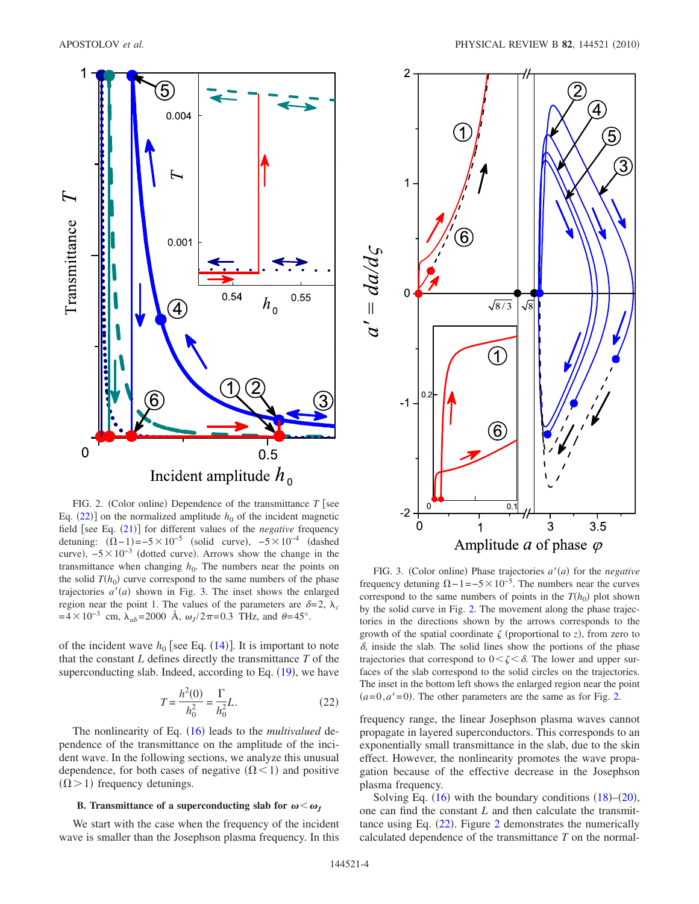FIG. 2. (Color online) Dependence of the transmittance $T$ [see Eq. (22)] on the normalized amplitude $h_0$ of the incident magnetic field [see Eq. (21)] for different values of the *negative* frequency detuning: $(\Omega-1)=-5\times10^{-5}$ (solid curve), $-5\times10^{-4}$ (dashed curve), $-5\times10^{-3}$ (dotted curve). Arrows show the change in the transmittance when changing $h_0$. The numbers near the points on the solid $T(h_0)$ curve correspond to the same numbers of the phase trajectories $a'(a)$ shown in Fig. 3. The inset shows the enlarged region near the point 1. The values of the parameters are $\delta=2$, $\lambda_c=4\times10^{-3}$ cm, $\lambda_{ab}=2000$ Å, $\omega_J/2\pi=0.3$ THz, and $\theta=45°$.

of the incident wave $h_0$ [see Eq. (14)]. It is important to note that the constant $L$ defines directly the transmittance $T$ of the superconducting slab. Indeed, according to Eq. (19), we have

$$T=\frac{h^2(0)}{h_0^2}=\frac{\Gamma}{h_0^2}L. \tag{22}$$

The nonlinearity of Eq. (16) leads to the *multivalued* dependence of the transmittance on the amplitude of the incident wave. In the following sections, we analyze this unusual dependence, for both cases of negative $(\Omega<1)$ and positive $(\Omega>1)$ frequency detunings.

### B. Transmittance of a superconducting slab for $\omega<\omega_J$

We start with the case when the frequency of the incident wave is smaller than the Josephson plasma frequency. In this

FIG. 3. (Color online) Phase trajectories $a'(a)$ for the *negative* frequency detuning $\Omega-1=-5\times10^{-5}$. The numbers near the curves correspond to the same numbers of points in the $T(h_0)$ plot shown by the solid curve in Fig. 2. The movement along the phase trajectories in the directions shown by the arrows corresponds to the growth of the spatial coordinate $\zeta$ (proportional to $z$), from zero to $\delta$, inside the slab. The solid lines show the portions of the phase trajectories that correspond to $0<\zeta<\delta$. The lower and upper surfaces of the slab correspond to the solid circles on the trajectories. The inset in the bottom left shows the enlarged region near the point $(a=0, a'=0)$. The other parameters are the same as for Fig. 2.

frequency range, the linear Josephson plasma waves cannot propagate in layered superconductors. This corresponds to an exponentially small transmittance in the slab, due to the skin effect. However, the nonlinearity promotes the wave propagation because of the effective decrease in the Josephson plasma frequency.

Solving Eq. (16) with the boundary conditions (18)–(20), one can find the constant $L$ and then calculate the transmittance using Eq. (22). Figure 2 demonstrates the numerically calculated dependence of the transmittance $T$ on the normal-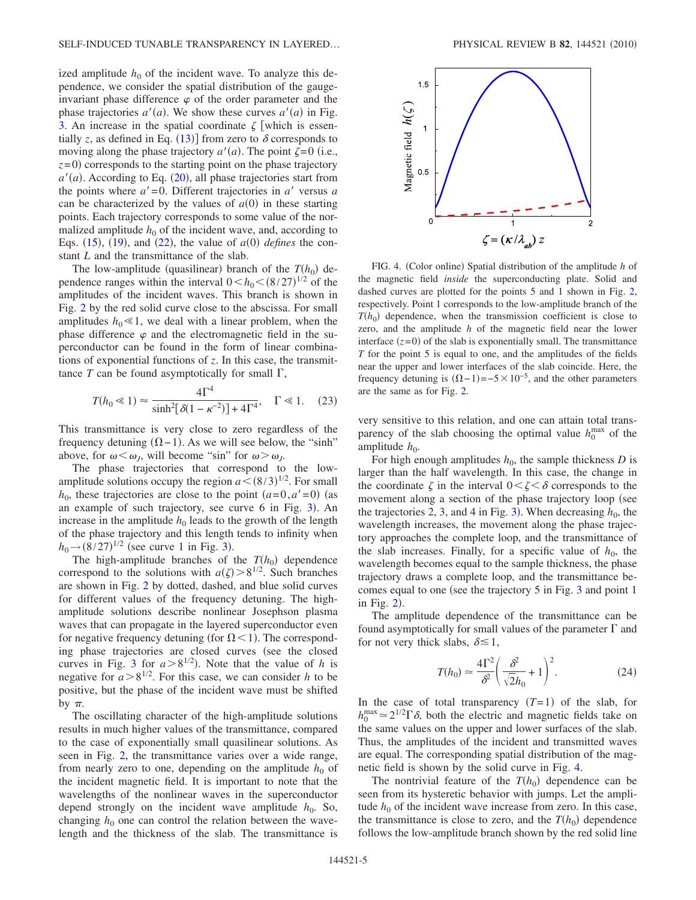ized amplitude $h_0$ of the incident wave. To analyze this dependence, we consider the spatial distribution of the gauge-invariant phase difference $\varphi$ of the order parameter and the phase trajectories $a'(a)$. We show these curves $a'(a)$ in Fig. 3. An increase in the spatial coordinate $\zeta$ [which is essentially $z$, as defined in Eq. (13)] from zero to $\delta$ corresponds to moving along the phase trajectory $a'(a)$. The point $\zeta=0$ (i.e., $z=0$) corresponds to the starting point on the phase trajectory $a'(a)$. According to Eq. (20), all phase trajectories start from the points where $a'=0$. Different trajectories in $a'$ versus $a$ can be characterized by the values of $a(0)$ in these starting points. Each trajectory corresponds to some value of the normalized amplitude $h_0$ of the incident wave, and, according to Eqs. (15), (19), and (22), the value of $a(0)$ *defines* the constant $L$ and the transmittance of the slab.

The low-amplitude (quasilinear) branch of the $T(h_0)$ dependence ranges within the interval $0<h_0<(8/27)^{1/2}$ of the amplitudes of the incident waves. This branch is shown in Fig. 2 by the red solid curve close to the abscissa. For small amplitudes $h_0 \ll 1$, we deal with a linear problem, when the phase difference $\varphi$ and the electromagnetic field in the superconductor can be found in the form of linear combinations of exponential functions of $z$. In this case, the transmittance $T$ can be found asymptotically for small $\Gamma$,

$$T(h_0 \ll 1) \approx \frac{4\Gamma^4}{\sinh^2[\delta(1-\kappa^{-2})]+4\Gamma^4}, \quad \Gamma \ll 1. \tag{23}$$

This transmittance is very close to zero regardless of the frequency detuning $(\Omega-1)$. As we will see below, the "sinh" above, for $\omega<\omega_J$, will become "sin" for $\omega>\omega_J$.

The phase trajectories that correspond to the low-amplitude solutions occupy the region $a<(8/3)^{1/2}$. For small $h_0$, these trajectories are close to the point $(a=0, a'=0)$ (as an example of such trajectory, see curve 6 in Fig. 3). An increase in the amplitude $h_0$ leads to the growth of the length of the phase trajectory and this length tends to infinity when $h_0 \to (8/27)^{1/2}$ (see curve 1 in Fig. 3).

The high-amplitude branches of the $T(h_0)$ dependence correspond to the solutions with $a(\zeta)>8^{1/2}$. Such branches are shown in Fig. 2 by dotted, dashed, and blue solid curves for different values of the frequency detuning. The high-amplitude solutions describe nonlinear Josephson plasma waves that can propagate in the layered superconductor even for negative frequency detuning (for $\Omega<1$). The corresponding phase trajectories are closed curves (see the closed curves in Fig. 3 for $a>8^{1/2}$). Note that the value of $h$ is negative for $a>8^{1/2}$. For this case, we can consider $h$ to be positive, but the phase of the incident wave must be shifted by $\pi$.

The oscillating character of the high-amplitude solutions results in much higher values of the transmittance, compared to the case of exponentially small quasilinear solutions. As seen in Fig. 2, the transmittance varies over a wide range, from nearly zero to one, depending on the amplitude $h_0$ of the incident magnetic field. It is important to note that the wavelengths of the nonlinear waves in the superconductor depend strongly on the incident wave amplitude $h_0$. So, changing $h_0$ one can control the relation between the wavelength and the thickness of the slab. The transmittance is very sensitive to this relation, and one can attain total transparency of the slab choosing the optimal value $h_0^{\max}$ of the amplitude $h_0$.

FIG. 4. (Color online) Spatial distribution of the amplitude $h$ of the magnetic field *inside* the superconducting plate. Solid and dashed curves are plotted for the points 5 and 1 shown in Fig. 2, respectively. Point 1 corresponds to the low-amplitude branch of the $T(h_0)$ dependence, when the transmission coefficient is close to zero, and the amplitude $h$ of the magnetic field near the lower interface ($z=0$) of the slab is exponentially small. The transmittance $T$ for the point 5 is equal to one, and the amplitudes of the fields near the upper and lower interfaces of the slab coincide. Here, the frequency detuning is $(\Omega-1)=-5\times10^{-5}$, and the other parameters are the same as for Fig. 2.

For high enough amplitudes $h_0$, the sample thickness $D$ is larger than the half wavelength. In this case, the change in the coordinate $\zeta$ in the interval $0<\zeta<\delta$ corresponds to the movement along a section of the phase trajectory loop (see the trajectories 2, 3, and 4 in Fig. 3). When decreasing $h_0$, the wavelength increases, the movement along the phase trajectory approaches the complete loop, and the transmittance of the slab increases. Finally, for a specific value of $h_0$, the wavelength becomes equal to the sample thickness, the phase trajectory draws a complete loop, and the transmittance becomes equal to one (see the trajectory 5 in Fig. 3 and point 1 in Fig. 2).

The amplitude dependence of the transmittance can be found asymptotically for small values of the parameter $\Gamma$ and for not very thick slabs, $\delta \lesssim 1$,

$$T(h_0) \simeq \frac{4\Gamma^2}{\delta^2}\left(\frac{\delta^2}{\sqrt{2}h_0}+1\right)^2. \tag{24}$$

In the case of total transparency $(T=1)$ of the slab, for $h_0^{\max} \simeq 2^{1/2}\Gamma\delta$, both the electric and magnetic fields take on the same values on the upper and lower surfaces of the slab. Thus, the amplitudes of the incident and transmitted waves are equal. The corresponding spatial distribution of the magnetic field is shown by the solid curve in Fig. 4.

The nontrivial feature of the $T(h_0)$ dependence can be seen from its hysteretic behavior with jumps. Let the amplitude $h_0$ of the incident wave increase from zero. In this case, the transmittance is close to zero, and the $T(h_0)$ dependence follows the low-amplitude branch shown by the red solid line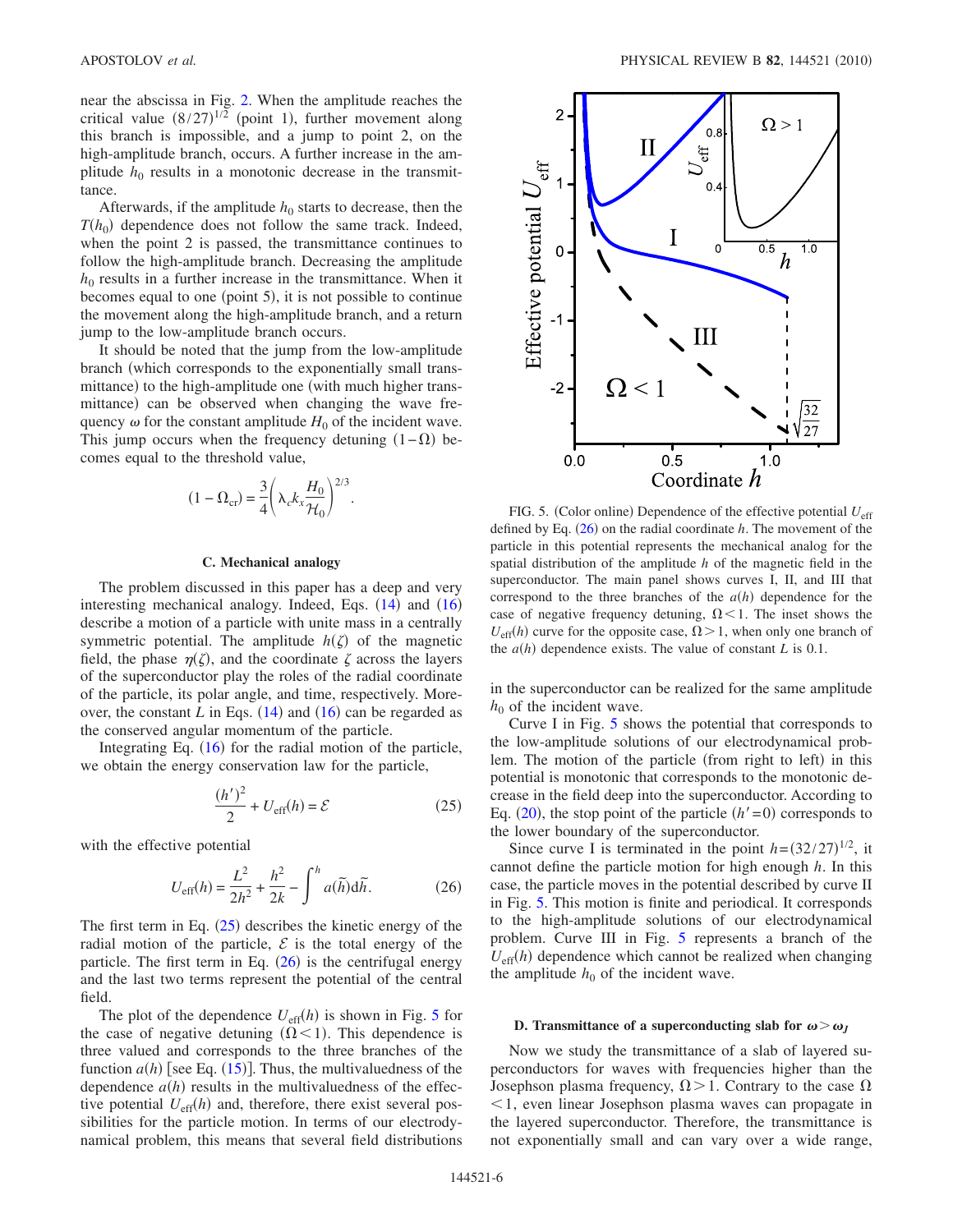near the abscissa in Fig. 2. When the amplitude reaches the critical value $(8/27)^{1/2}$ (point 1), further movement along this branch is impossible, and a jump to point 2, on the high-amplitude branch, occurs. A further increase in the amplitude $h_0$ results in a monotonic decrease in the transmittance.

Afterwards, if the amplitude $h_0$ starts to decrease, then the $T(h_0)$ dependence does not follow the same track. Indeed, when the point 2 is passed, the transmittance continues to follow the high-amplitude branch. Decreasing the amplitude $h_0$ results in a further increase in the transmittance. When it becomes equal to one (point 5), it is not possible to continue the movement along the high-amplitude branch, and a return jump to the low-amplitude branch occurs.

It should be noted that the jump from the low-amplitude branch (which corresponds to the exponentially small transmittance) to the high-amplitude one (with much higher transmittance) can be observed when changing the wave frequency $\omega$ for the constant amplitude $H_0$ of the incident wave. This jump occurs when the frequency detuning $(1-\Omega)$ becomes equal to the threshold value,

$$(1-\Omega_{\text{cr}}) = \frac{3}{4}\left(\lambda_c k_x \frac{H_0}{\mathcal{H}_0}\right)^{2/3}.$$

### C. Mechanical analogy

The problem discussed in this paper has a deep and very interesting mechanical analogy. Indeed, Eqs. (14) and (16) describe a motion of a particle with unite mass in a centrally symmetric potential. The amplitude $h(\zeta)$ of the magnetic field, the phase $\eta(\zeta)$, and the coordinate $\zeta$ across the layers of the superconductor play the roles of the radial coordinate of the particle, its polar angle, and time, respectively. Moreover, the constant $L$ in Eqs. (14) and (16) can be regarded as the conserved angular momentum of the particle.

Integrating Eq. (16) for the radial motion of the particle, we obtain the energy conservation law for the particle,

$$\frac{(h')^2}{2} + U_{\text{eff}}(h) = \mathcal{E} \tag{25}$$

with the effective potential

$$U_{\text{eff}}(h) = \frac{L^2}{2h^2} + \frac{h^2}{2k} - \int^h a(\tilde{h})\mathrm{d}\tilde{h}. \tag{26}$$

The first term in Eq. (25) describes the kinetic energy of the radial motion of the particle, $\mathcal{E}$ is the total energy of the particle. The first term in Eq. (26) is the centrifugal energy and the last two terms represent the potential of the central field.

The plot of the dependence $U_{\text{eff}}(h)$ is shown in Fig. 5 for the case of negative detuning $(\Omega<1)$. This dependence is three valued and corresponds to the three branches of the function $a(h)$ [see Eq. (15)]. Thus, the multivaluedness of the dependence $a(h)$ results in the multivaluedness of the effective potential $U_{\text{eff}}(h)$ and, therefore, there exist several possibilities for the particle motion. In terms of our electrodynamical problem, this means that several field distributions in the superconductor can be realized for the same amplitude $h_0$ of the incident wave.

FIG. 5. (Color online) Dependence of the effective potential $U_{\text{eff}}$ defined by Eq. (26) on the radial coordinate $h$. The movement of the particle in this potential represents the mechanical analog for the spatial distribution of the amplitude $h$ of the magnetic field in the superconductor. The main panel shows curves I, II, and III that correspond to the three branches of the $a(h)$ dependence for the case of negative frequency detuning, $\Omega<1$. The inset shows the $U_{\text{eff}}(h)$ curve for the opposite case, $\Omega>1$, when only one branch of the $a(h)$ dependence exists. The value of constant $L$ is 0.1.

Curve I in Fig. 5 shows the potential that corresponds to the low-amplitude solutions of our electrodynamical problem. The motion of the particle (from right to left) in this potential is monotonic that corresponds to the monotonic decrease in the field deep into the superconductor. According to Eq. (20), the stop point of the particle $(h'=0)$ corresponds to the lower boundary of the superconductor.

Since curve I is terminated in the point $h=(32/27)^{1/2}$, it cannot define the particle motion for high enough $h$. In this case, the particle moves in the potential described by curve II in Fig. 5. This motion is finite and periodical. It corresponds to the high-amplitude solutions of our electrodynamical problem. Curve III in Fig. 5 represents a branch of the $U_{\text{eff}}(h)$ dependence which cannot be realized when changing the amplitude $h_0$ of the incident wave.

### D. Transmittance of a superconducting slab for $\omega>\omega_J$

Now we study the transmittance of a slab of layered superconductors for waves with frequencies higher than the Josephson plasma frequency, $\Omega>1$. Contrary to the case $\Omega<1$, even linear Josephson plasma waves can propagate in the layered superconductor. Therefore, the transmittance is not exponentially small and can vary over a wide range,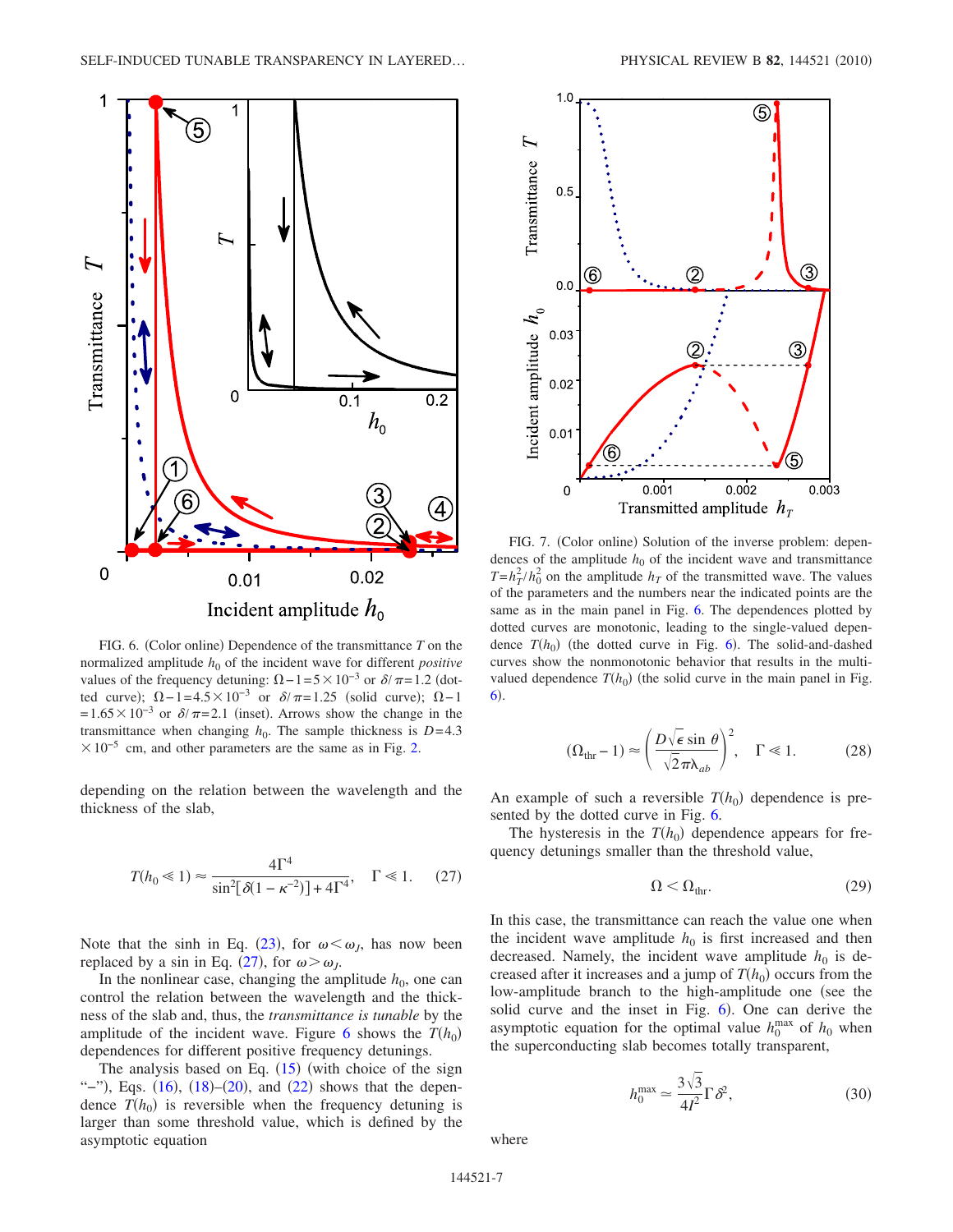FIG. 6. (Color online) Dependence of the transmittance $T$ on the normalized amplitude $h_0$ of the incident wave for different *positive* values of the frequency detuning: $\Omega-1=5\times10^{-3}$ or $\delta/\pi=1.2$ (dotted curve); $\Omega-1=4.5\times10^{-3}$ or $\delta/\pi=1.25$ (solid curve); $\Omega-1=1.65\times10^{-3}$ or $\delta/\pi=2.1$ (inset). Arrows show the change in the transmittance when changing $h_0$. The sample thickness is $D=4.3\times10^{-5}$ cm, and other parameters are the same as in Fig. 2.

depending on the relation between the wavelength and the thickness of the slab,

$$T(h_0 \ll 1) \approx \frac{4\Gamma^4}{\sin^2[\delta(1-\kappa^{-2})]+4\Gamma^4}, \quad \Gamma \ll 1. \tag{27}$$

Note that the sinh in Eq. (23), for $\omega<\omega_J$, has now been replaced by a sin in Eq. (27), for $\omega>\omega_J$.

In the nonlinear case, changing the amplitude $h_0$, one can control the relation between the wavelength and the thickness of the slab and, thus, the *transmittance is tunable* by the amplitude of the incident wave. Figure 6 shows the $T(h_0)$ dependences for different positive frequency detunings.

The analysis based on Eq. (15) (with choice of the sign "–"), Eqs. (16), (18)–(20), and (22) shows that the dependence $T(h_0)$ is reversible when the frequency detuning is larger than some threshold value, which is defined by the asymptotic equation

FIG. 7. (Color online) Solution of the inverse problem: dependences of the amplitude $h_0$ of the incident wave and transmittance $T=h_T^2/h_0^2$ on the amplitude $h_T$ of the transmitted wave. The values of the parameters and the numbers near the indicated points are the same as in the main panel in Fig. 6. The dependences plotted by dotted curves are monotonic, leading to the single-valued dependence $T(h_0)$ (the dotted curve in Fig. 6). The solid-and-dashed curves show the nonmonotonic behavior that results in the multivalued dependence $T(h_0)$ (the solid curve in the main panel in Fig. 6).

$$(\Omega_{\rm thr}-1) \approx \left(\frac{D\sqrt{\epsilon}\sin\theta}{\sqrt{2}\pi\lambda_{ab}}\right)^2, \quad \Gamma \ll 1. \tag{28}$$

An example of such a reversible $T(h_0)$ dependence is presented by the dotted curve in Fig. 6.

The hysteresis in the $T(h_0)$ dependence appears for frequency detunings smaller than the threshold value,

$$\Omega < \Omega_{\rm thr}. \tag{29}$$

In this case, the transmittance can reach the value one when the incident wave amplitude $h_0$ is first increased and then decreased. Namely, the incident wave amplitude $h_0$ is decreased after it increases and a jump of $T(h_0)$ occurs from the low-amplitude branch to the high-amplitude one (see the solid curve and the inset in Fig. 6). One can derive the asymptotic equation for the optimal value $h_0^{\max}$ of $h_0$ when the superconducting slab becomes totally transparent,

$$h_0^{\max} \simeq \frac{3\sqrt{3}}{4l^2}\Gamma\delta^2, \tag{30}$$

where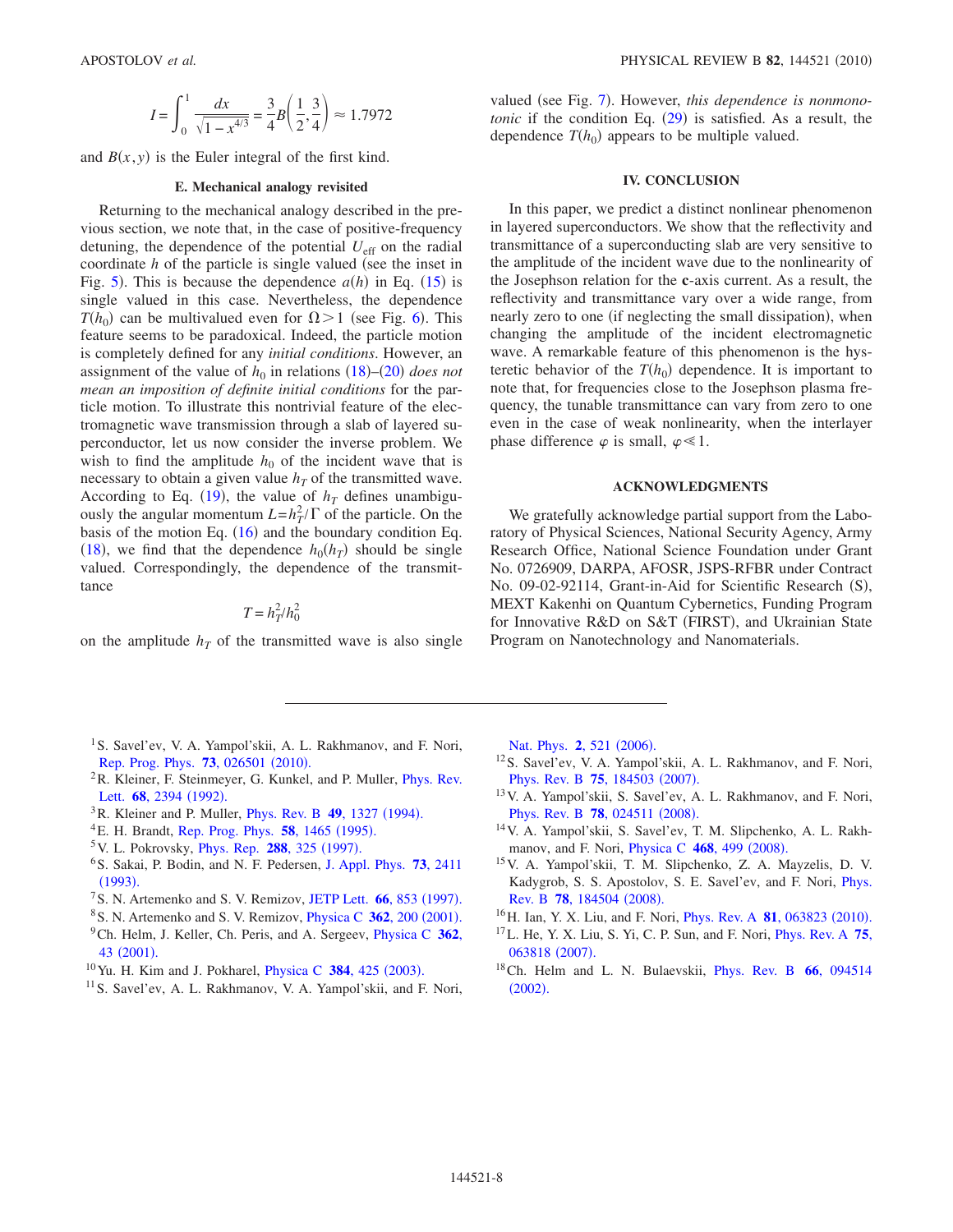$$I = \int_0^1 \frac{dx}{\sqrt{1 - x^{4/3}}} = \frac{3}{4} B\left(\frac{1}{2}, \frac{3}{4}\right) \approx 1.7972$$

and $B(x,y)$ is the Euler integral of the first kind.

### E. Mechanical analogy revisited

Returning to the mechanical analogy described in the previous section, we note that, in the case of positive-frequency detuning, the dependence of the potential $U_{\text{eff}}$ on the radial coordinate $h$ of the particle is single valued (see the inset in Fig. 5). This is because the dependence $a(h)$ in Eq. (15) is single valued in this case. Nevertheless, the dependence $T(h_0)$ can be multivalued even for $\Omega > 1$ (see Fig. 6). This feature seems to be paradoxical. Indeed, the particle motion is completely defined for any *initial conditions*. However, an assignment of the value of $h_0$ in relations (18)–(20) *does not mean an imposition of definite initial conditions* for the particle motion. To illustrate this nontrivial feature of the electromagnetic wave transmission through a slab of layered superconductor, let us now consider the inverse problem. We wish to find the amplitude $h_0$ of the incident wave that is necessary to obtain a given value $h_T$ of the transmitted wave. According to Eq. (19), the value of $h_T$ defines unambiguously the angular momentum $L = h_T^2/\Gamma$ of the particle. On the basis of the motion Eq. (16) and the boundary condition Eq. (18), we find that the dependence $h_0(h_T)$ should be single valued. Correspondingly, the dependence of the transmittance

$$T = h_T^2/h_0^2$$

on the amplitude $h_T$ of the transmitted wave is also single valued (see Fig. 7). However, *this dependence is nonmonotonic* if the condition Eq. (29) is satisfied. As a result, the dependence $T(h_0)$ appears to be multiple valued.

## IV. CONCLUSION

In this paper, we predict a distinct nonlinear phenomenon in layered superconductors. We show that the reflectivity and transmittance of a superconducting slab are very sensitive to the amplitude of the incident wave due to the nonlinearity of the Josephson relation for the **c**-axis current. As a result, the reflectivity and transmittance vary over a wide range, from nearly zero to one (if neglecting the small dissipation), when changing the amplitude of the incident electromagnetic wave. A remarkable feature of this phenomenon is the hysteretic behavior of the $T(h_0)$ dependence. It is important to note that, for frequencies close to the Josephson plasma frequency, the tunable transmittance can vary from zero to one even in the case of weak nonlinearity, when the interlayer phase difference $\varphi$ is small, $\varphi \ll 1$.

## ACKNOWLEDGMENTS

We gratefully acknowledge partial support from the Laboratory of Physical Sciences, National Security Agency, Army Research Office, National Science Foundation under Grant No. 0726909, DARPA, AFOSR, JSPS-RFBR under Contract No. 09-02-92114, Grant-in-Aid for Scientific Research (S), MEXT Kakenhi on Quantum Cybernetics, Funding Program for Innovative R&D on S&T (FIRST), and Ukrainian State Program on Nanotechnology and Nanomaterials.

---

[1] S. Savel'ev, V. A. Yampol'skii, A. L. Rakhmanov, and F. Nori, Rep. Prog. Phys. **73**, 026501 (2010).

[2] R. Kleiner, F. Steinmeyer, G. Kunkel, and P. Muller, Phys. Rev. Lett. **68**, 2394 (1992).

[3] R. Kleiner and P. Muller, Phys. Rev. B **49**, 1327 (1994).

[4] E. H. Brandt, Rep. Prog. Phys. **58**, 1465 (1995).

[5] V. L. Pokrovsky, Phys. Rep. **288**, 325 (1997).

[6] S. Sakai, P. Bodin, and N. F. Pedersen, J. Appl. Phys. **73**, 2411 (1993).

[7] S. N. Artemenko and S. V. Remizov, JETP Lett. **66**, 853 (1997).

[8] S. N. Artemenko and S. V. Remizov, Physica C **362**, 200 (2001).

[9] Ch. Helm, J. Keller, Ch. Peris, and A. Sergeev, Physica C **362**, 43 (2001).

[10] Yu. H. Kim and J. Pokharel, Physica C **384**, 425 (2003).

[11] S. Savel'ev, A. L. Rakhmanov, V. A. Yampol'skii, and F. Nori, Nat. Phys. **2**, 521 (2006).

[12] S. Savel'ev, V. A. Yampol'skii, A. L. Rakhmanov, and F. Nori, Phys. Rev. B **75**, 184503 (2007).

[13] V. A. Yampol'skii, S. Savel'ev, A. L. Rakhmanov, and F. Nori, Phys. Rev. B **78**, 024511 (2008).

[14] V. A. Yampol'skii, S. Savel'ev, T. M. Slipchenko, A. L. Rakhmanov, and F. Nori, Physica C **468**, 499 (2008).

[15] V. A. Yampol'skii, T. M. Slipchenko, Z. A. Mayzelis, D. V. Kadygrob, S. S. Apostolov, S. E. Savel'ev, and F. Nori, Phys. Rev. B **78**, 184504 (2008).

[16] H. Ian, Y. X. Liu, and F. Nori, Phys. Rev. A **81**, 063823 (2010).

[17] L. He, Y. X. Liu, S. Yi, C. P. Sun, and F. Nori, Phys. Rev. A **75**, 063818 (2007).

[18] Ch. Helm and L. N. Bulaevskii, Phys. Rev. B **66**, 094514 (2002).